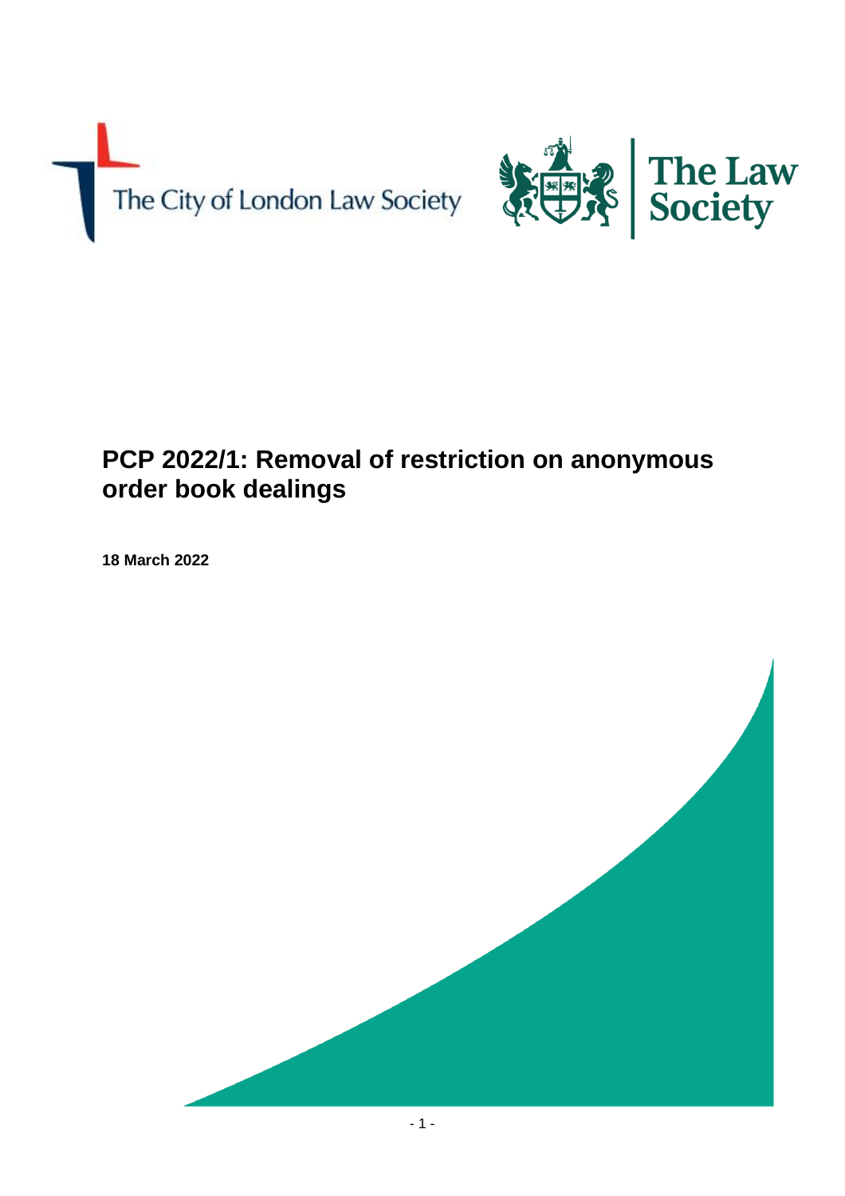The City of London Law Society

The Law Society

# PCP 2022/1: Removal of restriction on anonymous order book dealings

**18 March 2022**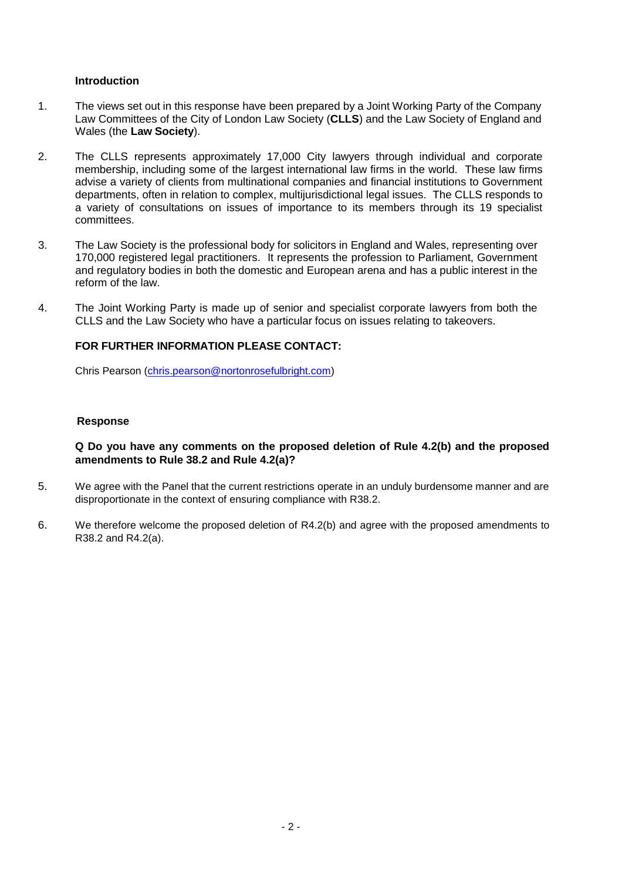**Introduction**

1. The views set out in this response have been prepared by a Joint Working Party of the Company Law Committees of the City of London Law Society (**CLLS**) and the Law Society of England and Wales (the **Law Society**).

2. The CLLS represents approximately 17,000 City lawyers through individual and corporate membership, including some of the largest international law firms in the world. These law firms advise a variety of clients from multinational companies and financial institutions to Government departments, often in relation to complex, multijurisdictional legal issues. The CLLS responds to a variety of consultations on issues of importance to its members through its 19 specialist committees.

3. The Law Society is the professional body for solicitors in England and Wales, representing over 170,000 registered legal practitioners. It represents the profession to Parliament, Government and regulatory bodies in both the domestic and European arena and has a public interest in the reform of the law.

4. The Joint Working Party is made up of senior and specialist corporate lawyers from both the CLLS and the Law Society who have a particular focus on issues relating to takeovers.

**FOR FURTHER INFORMATION PLEASE CONTACT:**

Chris Pearson (chris.pearson@nortonrosefulbright.com)

**Response**

**Q Do you have any comments on the proposed deletion of Rule 4.2(b) and the proposed amendments to Rule 38.2 and Rule 4.2(a)?**

5. We agree with the Panel that the current restrictions operate in an unduly burdensome manner and are disproportionate in the context of ensuring compliance with R38.2.

6. We therefore welcome the proposed deletion of R4.2(b) and agree with the proposed amendments to R38.2 and R4.2(a).